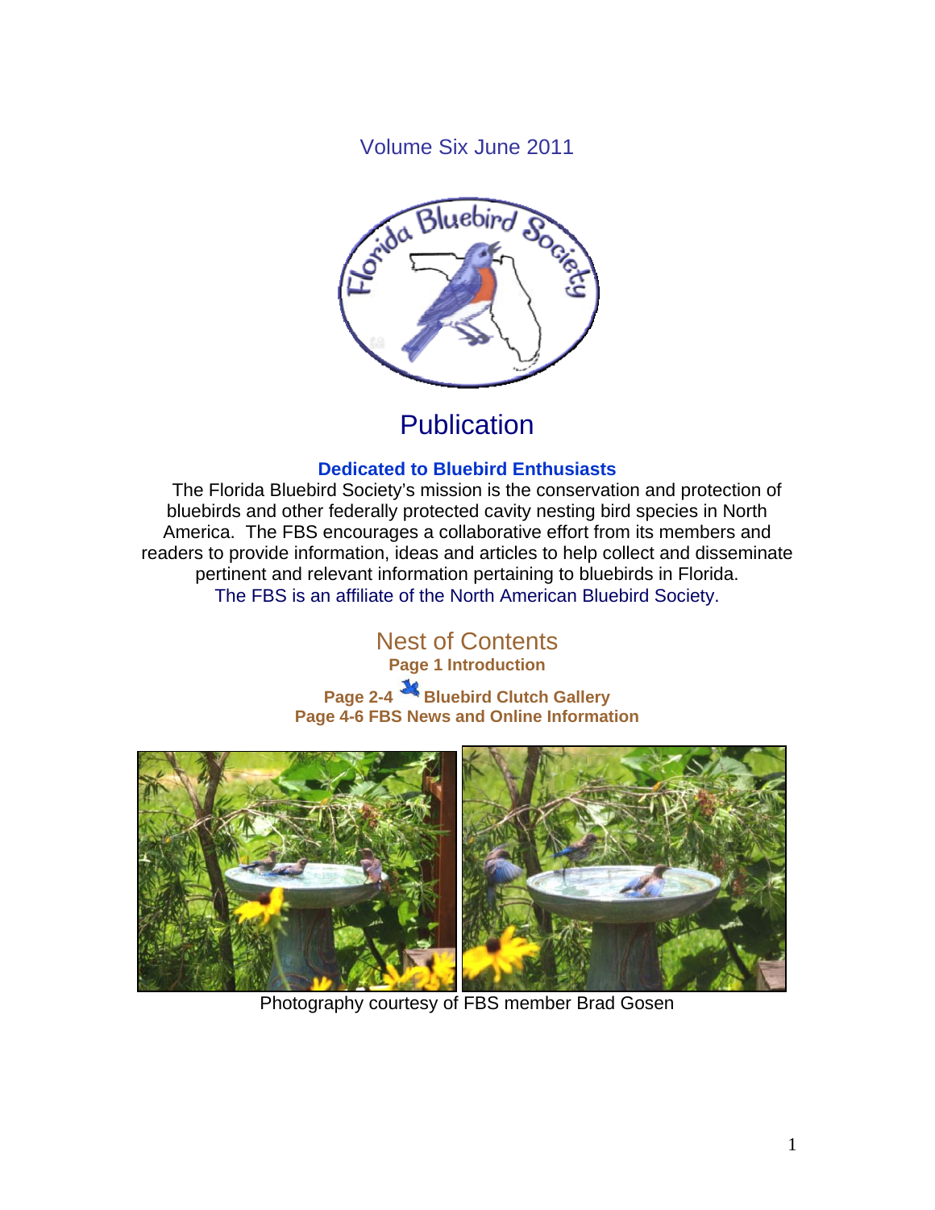Volume Six June 2011

# Publication

**Dedicated to Bluebird Enthusiasts**

The Florida Bluebird Society's mission is the conservation and protection of bluebirds and other federally protected cavity nesting bird species in North America. The FBS encourages a collaborative effort from its members and readers to provide information, ideas and articles to help collect and disseminate pertinent and relevant information pertaining to bluebirds in Florida.

The FBS is an affiliate of the North American Bluebird Society.

## Nest of Contents

**Page 1 Introduction**

**Page 2-4 Bluebird Clutch Gallery**

**Page 4-6 FBS News and Online Information**

Photography courtesy of FBS member Brad Gosen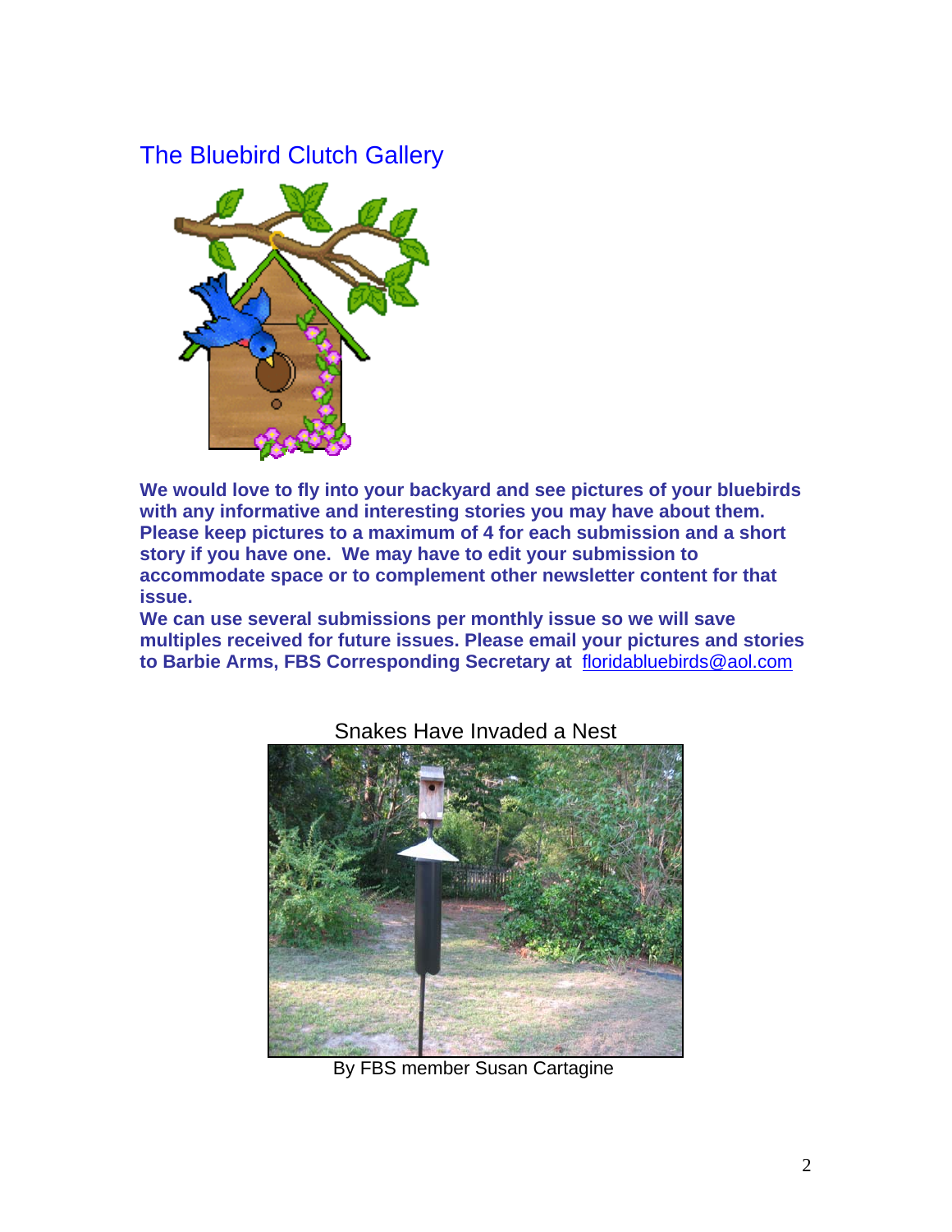## The Bluebird Clutch Gallery

**We would love to fly into your backyard and see pictures of your bluebirds with any informative and interesting stories you may have about them. Please keep pictures to a maximum of 4 for each submission and a short story if you have one. We may have to edit your submission to accommodate space or to complement other newsletter content for that issue.**

**We can use several submissions per monthly issue so we will save multiples received for future issues. Please email your pictures and stories to Barbie Arms, FBS Corresponding Secretary at** floridabluebirds@aol.com

Snakes Have Invaded a Nest

By FBS member Susan Cartagine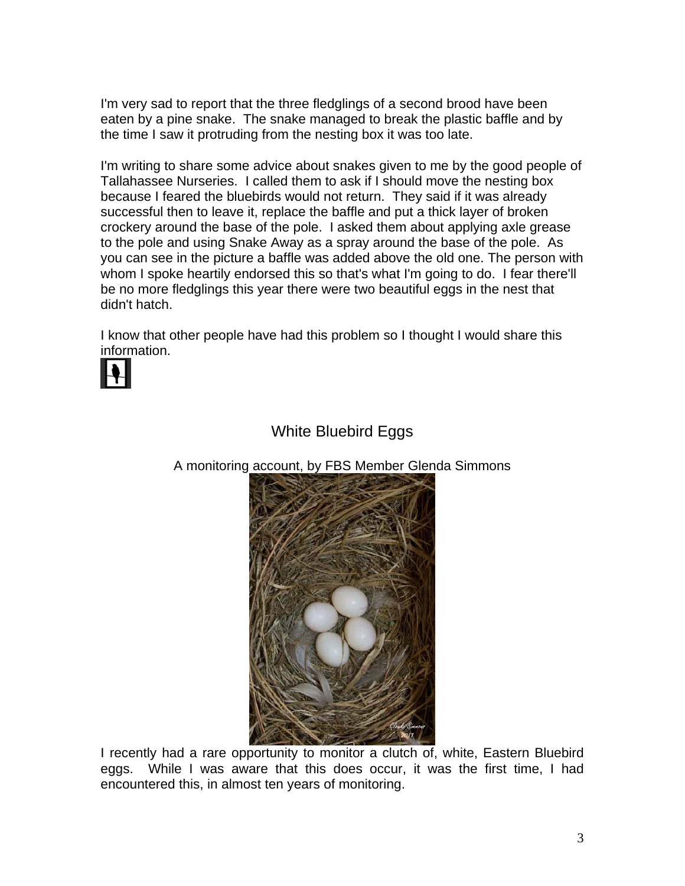I'm very sad to report that the three fledglings of a second brood have been eaten by a pine snake. The snake managed to break the plastic baffle and by the time I saw it protruding from the nesting box it was too late.

I'm writing to share some advice about snakes given to me by the good people of Tallahassee Nurseries. I called them to ask if I should move the nesting box because I feared the bluebirds would not return. They said if it was already successful then to leave it, replace the baffle and put a thick layer of broken crockery around the base of the pole. I asked them about applying axle grease to the pole and using Snake Away as a spray around the base of the pole. As you can see in the picture a baffle was added above the old one. The person with whom I spoke heartily endorsed this so that's what I'm going to do. I fear there'll be no more fledglings this year there were two beautiful eggs in the nest that didn't hatch.

I know that other people have had this problem so I thought I would share this information.

## White Bluebird Eggs

A monitoring account, by FBS Member Glenda Simmons

I recently had a rare opportunity to monitor a clutch of, white, Eastern Bluebird eggs. While I was aware that this does occur, it was the first time, I had encountered this, in almost ten years of monitoring.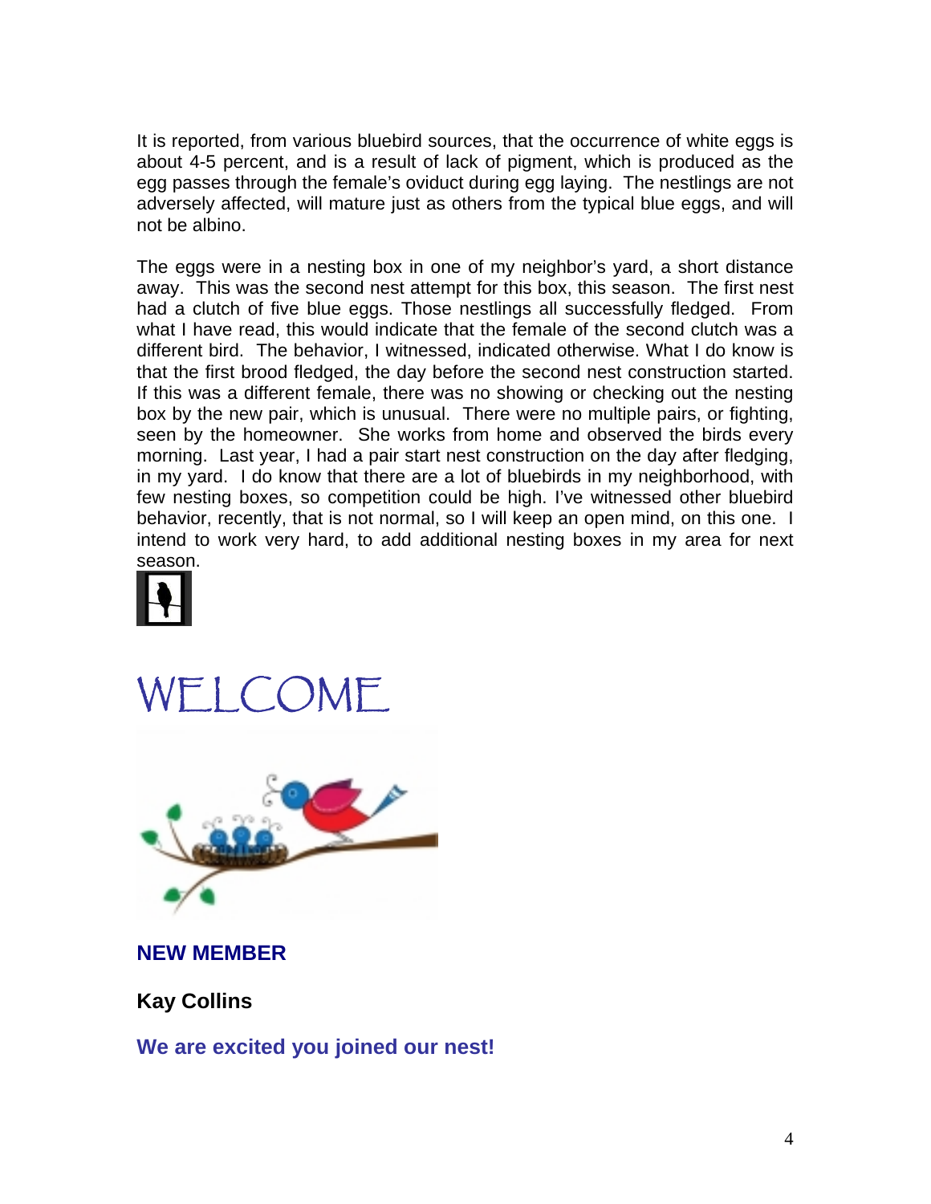It is reported, from various bluebird sources, that the occurrence of white eggs is about 4-5 percent, and is a result of lack of pigment, which is produced as the egg passes through the female's oviduct during egg laying. The nestlings are not adversely affected, will mature just as others from the typical blue eggs, and will not be albino.

The eggs were in a nesting box in one of my neighbor's yard, a short distance away. This was the second nest attempt for this box, this season. The first nest had a clutch of five blue eggs. Those nestlings all successfully fledged. From what I have read, this would indicate that the female of the second clutch was a different bird. The behavior, I witnessed, indicated otherwise. What I do know is that the first brood fledged, the day before the second nest construction started. If this was a different female, there was no showing or checking out the nesting box by the new pair, which is unusual. There were no multiple pairs, or fighting, seen by the homeowner. She works from home and observed the birds every morning. Last year, I had a pair start nest construction on the day after fledging, in my yard. I do know that there are a lot of bluebirds in my neighborhood, with few nesting boxes, so competition could be high. I've witnessed other bluebird behavior, recently, that is not normal, so I will keep an open mind, on this one. I intend to work very hard, to add additional nesting boxes in my area for next season.

# WELCOME

**NEW MEMBER**

**Kay Collins**

**We are excited you joined our nest!**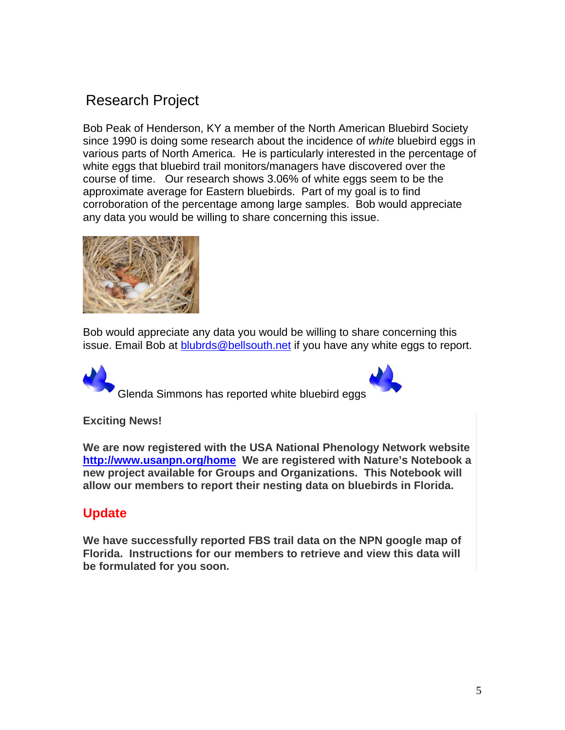## Research Project

Bob Peak of Henderson, KY a member of the North American Bluebird Society since 1990 is doing some research about the incidence of *white* bluebird eggs in various parts of North America. He is particularly interested in the percentage of white eggs that bluebird trail monitors/managers have discovered over the course of time. Our research shows 3.06% of white eggs seem to be the approximate average for Eastern bluebirds. Part of my goal is to find corroboration of the percentage among large samples. Bob would appreciate any data you would be willing to share concerning this issue.

Bob would appreciate any data you would be willing to share concerning this issue. Email Bob at [blubrds@bellsouth.net](mailto:blubrds@bellsouth.net) if you have any white eggs to report.

Glenda Simmons has reported white bluebird eggs

**Exciting News!**

**We are now registered with the USA National Phenology Network website [http://www.usanpn.org/home](http://www.usanpn.org/home) We are registered with Nature's Notebook a new project available for Groups and Organizations. This Notebook will allow our members to report their nesting data on bluebirds in Florida.**

## Update

**We have successfully reported FBS trail data on the NPN google map of Florida. Instructions for our members to retrieve and view this data will be formulated for you soon.**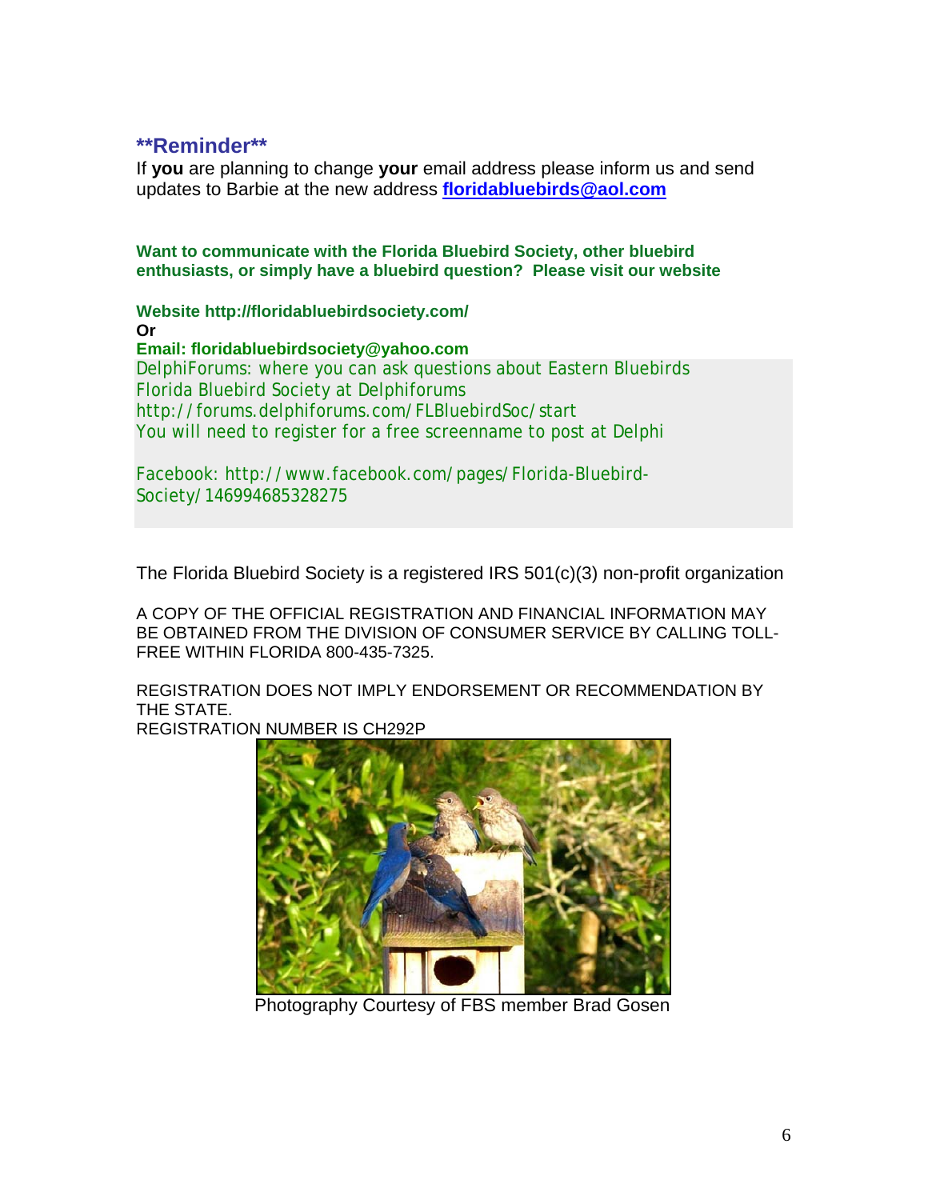## **Reminder**

If **you** are planning to change **your** email address please inform us and send updates to Barbie at the new address **floridabluebirds@aol.com**

**Want to communicate with the Florida Bluebird Society, other bluebird enthusiasts, or simply have a bluebird question? Please visit our website**

**Website http://floridabluebirdsociety.com/**
**Or**
**Email: floridabluebirdsociety@yahoo.com**

DelphiForums: where you can ask questions about Eastern Bluebirds
Florida Bluebird Society at Delphiforums
http://forums.delphiforums.com/FLBluebirdSoc/start
You will need to register for a free screenname to post at Delphi

Facebook: http://www.facebook.com/pages/Florida-Bluebird-Society/146994685328275

The Florida Bluebird Society is a registered IRS 501(c)(3) non-profit organization

A COPY OF THE OFFICIAL REGISTRATION AND FINANCIAL INFORMATION MAY BE OBTAINED FROM THE DIVISION OF CONSUMER SERVICE BY CALLING TOLL-FREE WITHIN FLORIDA 800-435-7325.

REGISTRATION DOES NOT IMPLY ENDORSEMENT OR RECOMMENDATION BY THE STATE.
REGISTRATION NUMBER IS CH292P

Photography Courtesy of FBS member Brad Gosen